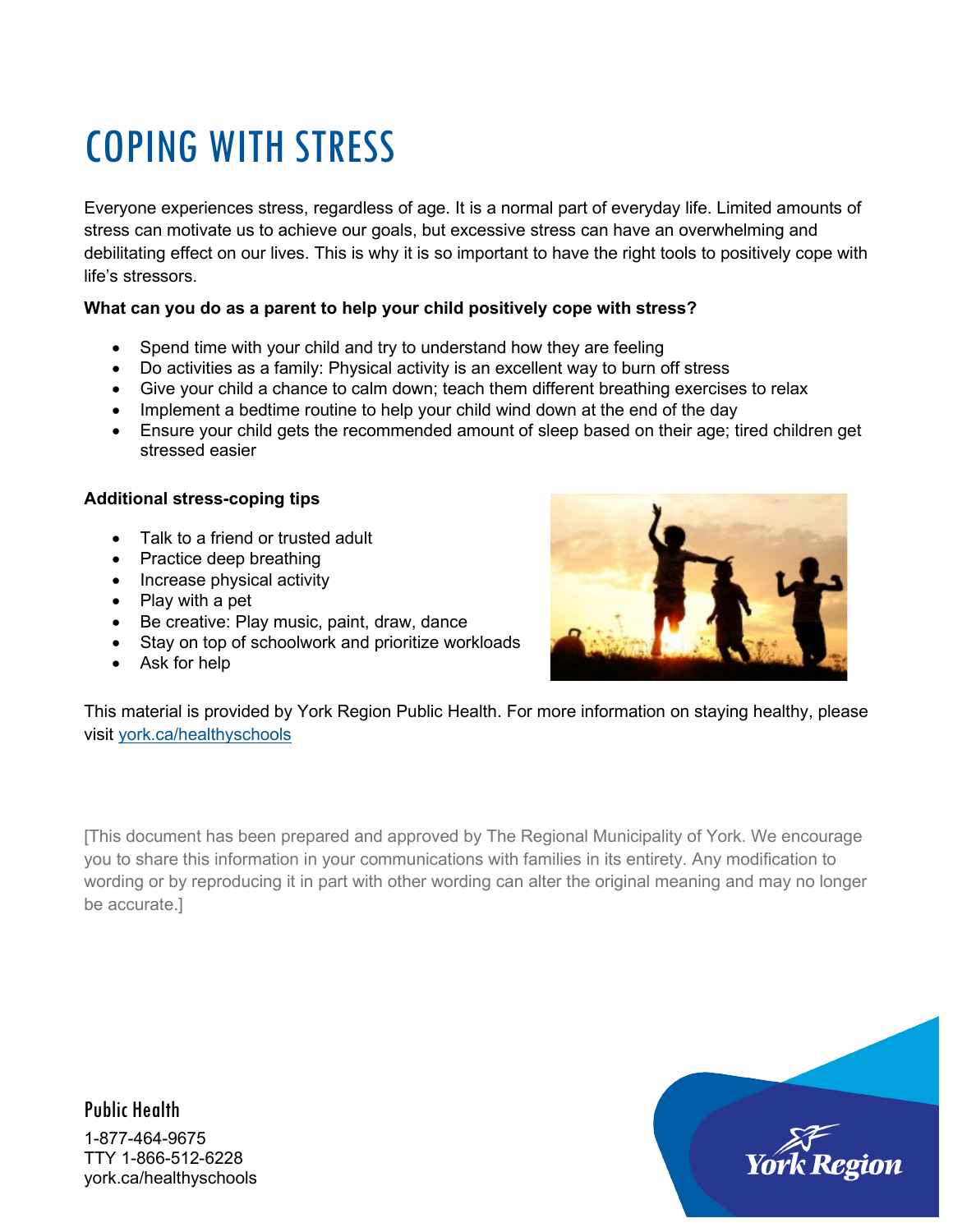# COPING WITH STRESS

Everyone experiences stress, regardless of age. It is a normal part of everyday life. Limited amounts of stress can motivate us to achieve our goals, but excessive stress can have an overwhelming and debilitating effect on our lives. This is why it is so important to have the right tools to positively cope with life's stressors.

**What can you do as a parent to help your child positively cope with stress?**

- Spend time with your child and try to understand how they are feeling
- Do activities as a family: Physical activity is an excellent way to burn off stress
- Give your child a chance to calm down; teach them different breathing exercises to relax
- Implement a bedtime routine to help your child wind down at the end of the day
- Ensure your child gets the recommended amount of sleep based on their age; tired children get stressed easier

**Additional stress-coping tips**

- Talk to a friend or trusted adult
- Practice deep breathing
- Increase physical activity
- Play with a pet
- Be creative: Play music, paint, draw, dance
- Stay on top of schoolwork and prioritize workloads
- Ask for help

This material is provided by York Region Public Health. For more information on staying healthy, please visit york.ca/healthyschools

[This document has been prepared and approved by The Regional Municipality of York. We encourage you to share this information in your communications with families in its entirety. Any modification to wording or by reproducing it in part with other wording can alter the original meaning and may no longer be accurate.]

Public Health

1-877-464-9675
TTY 1-866-512-6228
york.ca/healthyschools

York Region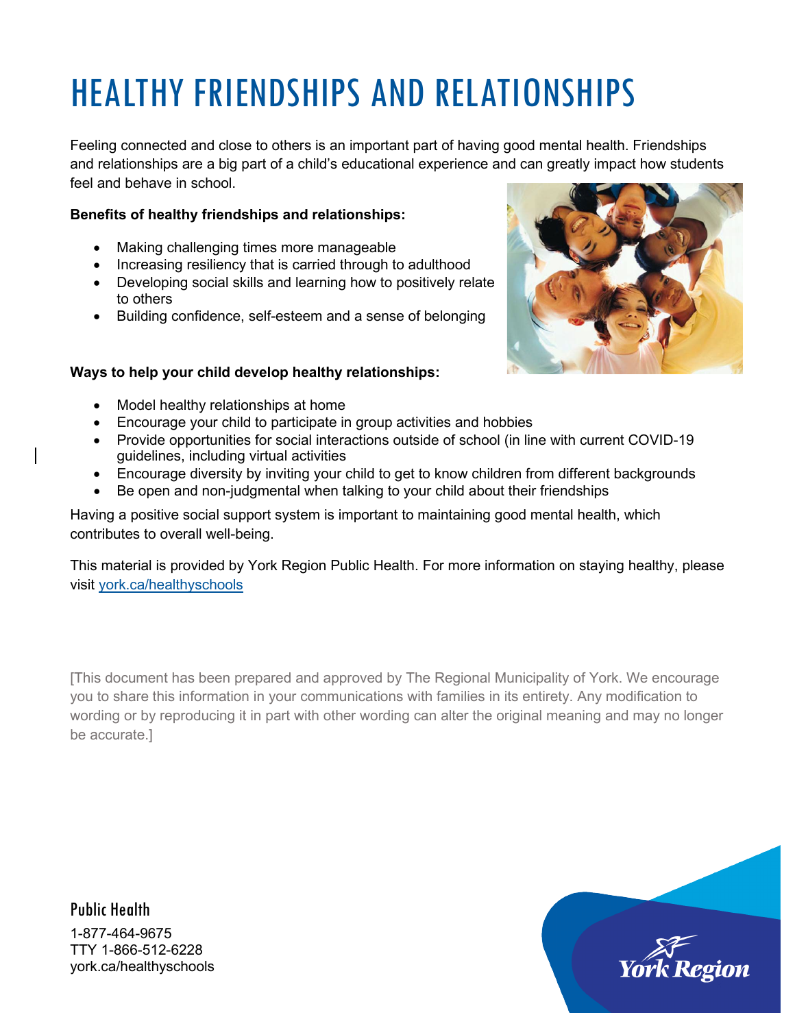# HEALTHY FRIENDSHIPS AND RELATIONSHIPS

Feeling connected and close to others is an important part of having good mental health. Friendships and relationships are a big part of a child's educational experience and can greatly impact how students feel and behave in school.

**Benefits of healthy friendships and relationships:**

- Making challenging times more manageable
- Increasing resiliency that is carried through to adulthood
- Developing social skills and learning how to positively relate to others
- Building confidence, self-esteem and a sense of belonging

**Ways to help your child develop healthy relationships:**

- Model healthy relationships at home
- Encourage your child to participate in group activities and hobbies
- Provide opportunities for social interactions outside of school (in line with current COVID-19 guidelines, including virtual activities
- Encourage diversity by inviting your child to get to know children from different backgrounds
- Be open and non-judgmental when talking to your child about their friendships

Having a positive social support system is important to maintaining good mental health, which contributes to overall well-being.

This material is provided by York Region Public Health. For more information on staying healthy, please visit york.ca/healthyschools

[This document has been prepared and approved by The Regional Municipality of York. We encourage you to share this information in your communications with families in its entirety. Any modification to wording or by reproducing it in part with other wording can alter the original meaning and may no longer be accurate.]

Public Health

1-877-464-9675
TTY 1-866-512-6228
york.ca/healthyschools

York Region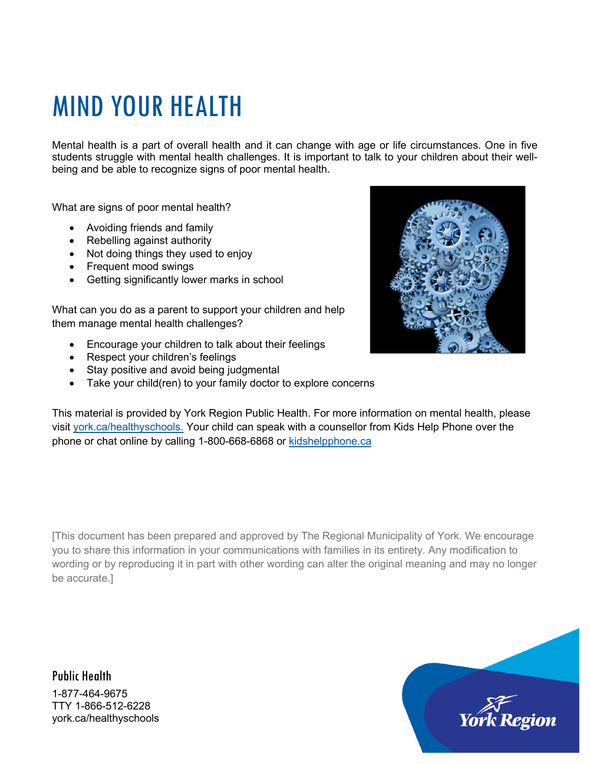# MIND YOUR HEALTH

Mental health is a part of overall health and it can change with age or life circumstances. One in five students struggle with mental health challenges. It is important to talk to your children about their well-being and be able to recognize signs of poor mental health.

What are signs of poor mental health?

- Avoiding friends and family
- Rebelling against authority
- Not doing things they used to enjoy
- Frequent mood swings
- Getting significantly lower marks in school

What can you do as a parent to support your children and help them manage mental health challenges?

- Encourage your children to talk about their feelings
- Respect your children's feelings
- Stay positive and avoid being judgmental
- Take your child(ren) to your family doctor to explore concerns

This material is provided by York Region Public Health. For more information on mental health, please visit [york.ca/healthyschools.](york.ca/healthyschools) Your child can speak with a counsellor from Kids Help Phone over the phone or chat online by calling 1-800-668-6868 or [kidshelpphone.ca](kidshelpphone.ca)

[This document has been prepared and approved by The Regional Municipality of York. We encourage you to share this information in your communications with families in its entirety. Any modification to wording or by reproducing it in part with other wording can alter the original meaning and may no longer be accurate.]

Public Health

1-877-464-9675
TTY 1-866-512-6228
york.ca/healthyschools

York Region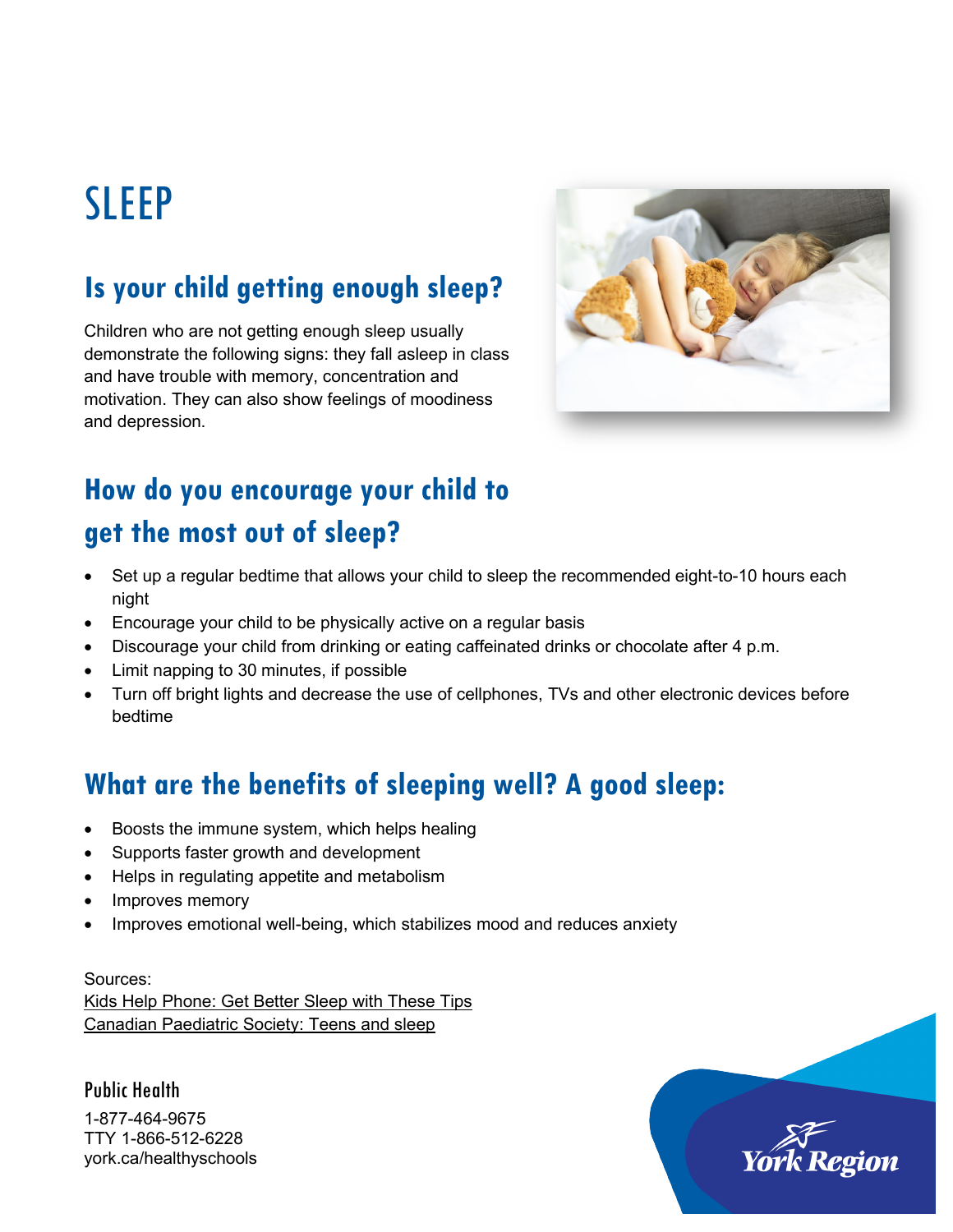# SLEEP

## Is your child getting enough sleep?

Children who are not getting enough sleep usually demonstrate the following signs: they fall asleep in class and have trouble with memory, concentration and motivation. They can also show feelings of moodiness and depression.

## How do you encourage your child to get the most out of sleep?

- Set up a regular bedtime that allows your child to sleep the recommended eight-to-10 hours each night
- Encourage your child to be physically active on a regular basis
- Discourage your child from drinking or eating caffeinated drinks or chocolate after 4 p.m.
- Limit napping to 30 minutes, if possible
- Turn off bright lights and decrease the use of cellphones, TVs and other electronic devices before bedtime

## What are the benefits of sleeping well? A good sleep:

- Boosts the immune system, which helps healing
- Supports faster growth and development
- Helps in regulating appetite and metabolism
- Improves memory
- Improves emotional well-being, which stabilizes mood and reduces anxiety

Sources:
Kids Help Phone: Get Better Sleep with These Tips
Canadian Paediatric Society: Teens and sleep

Public Health
1-877-464-9675
TTY 1-866-512-6228
york.ca/healthyschools

York Region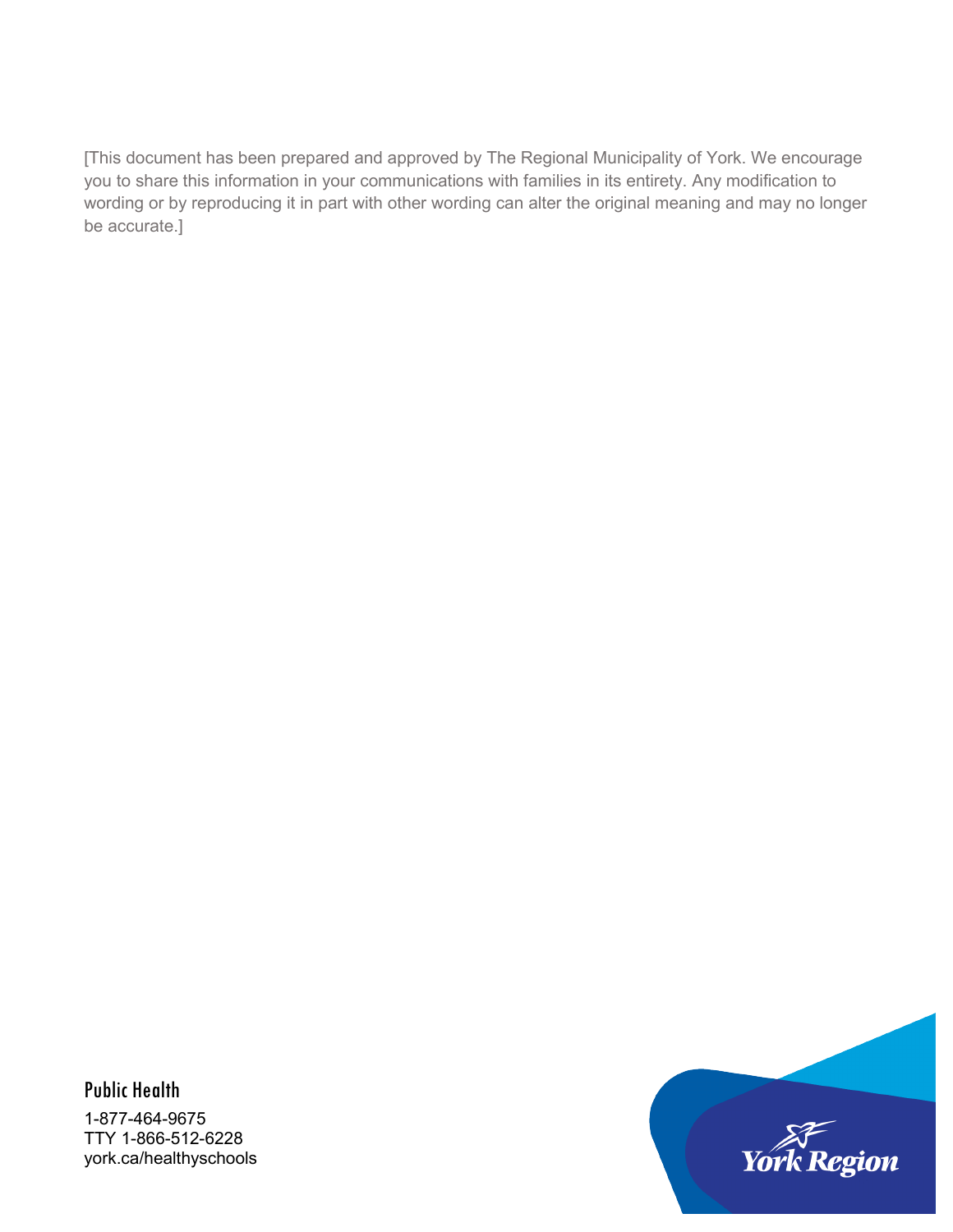[This document has been prepared and approved by The Regional Municipality of York. We encourage you to share this information in your communications with families in its entirety. Any modification to wording or by reproducing it in part with other wording can alter the original meaning and may no longer be accurate.]

Public Health

1-877-464-9675
TTY 1-866-512-6228
york.ca/healthyschools

York Region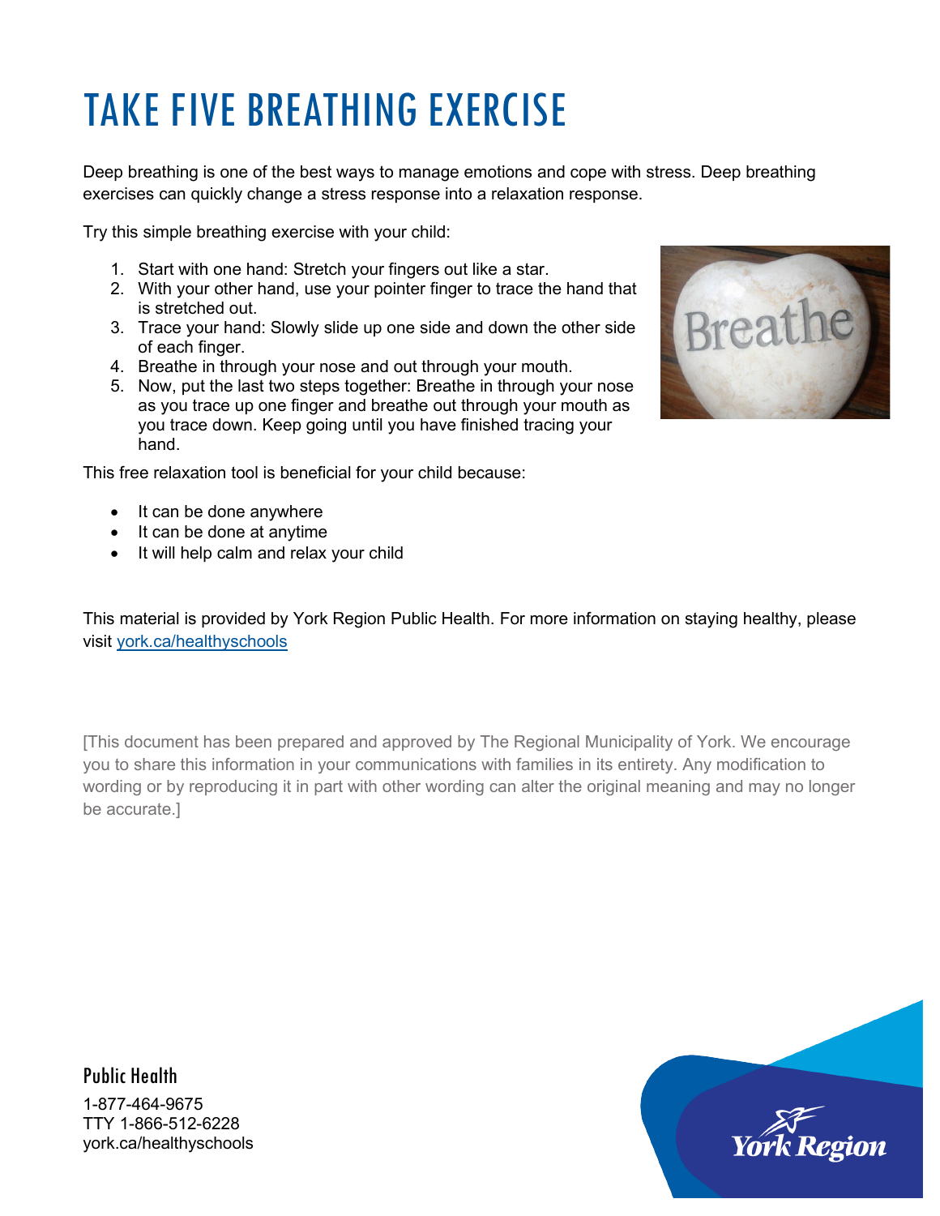# TAKE FIVE BREATHING EXERCISE

Deep breathing is one of the best ways to manage emotions and cope with stress. Deep breathing exercises can quickly change a stress response into a relaxation response.

Try this simple breathing exercise with your child:

1. Start with one hand: Stretch your fingers out like a star.
2. With your other hand, use your pointer finger to trace the hand that is stretched out.
3. Trace your hand: Slowly slide up one side and down the other side of each finger.
4. Breathe in through your nose and out through your mouth.
5. Now, put the last two steps together: Breathe in through your nose as you trace up one finger and breathe out through your mouth as you trace down. Keep going until you have finished tracing your hand.

This free relaxation tool is beneficial for your child because:

- It can be done anywhere
- It can be done at anytime
- It will help calm and relax your child

This material is provided by York Region Public Health. For more information on staying healthy, please visit york.ca/healthyschools

[This document has been prepared and approved by The Regional Municipality of York. We encourage you to share this information in your communications with families in its entirety. Any modification to wording or by reproducing it in part with other wording can alter the original meaning and may no longer be accurate.]

Public Health

1-877-464-9675
TTY 1-866-512-6228
york.ca/healthyschools

York Region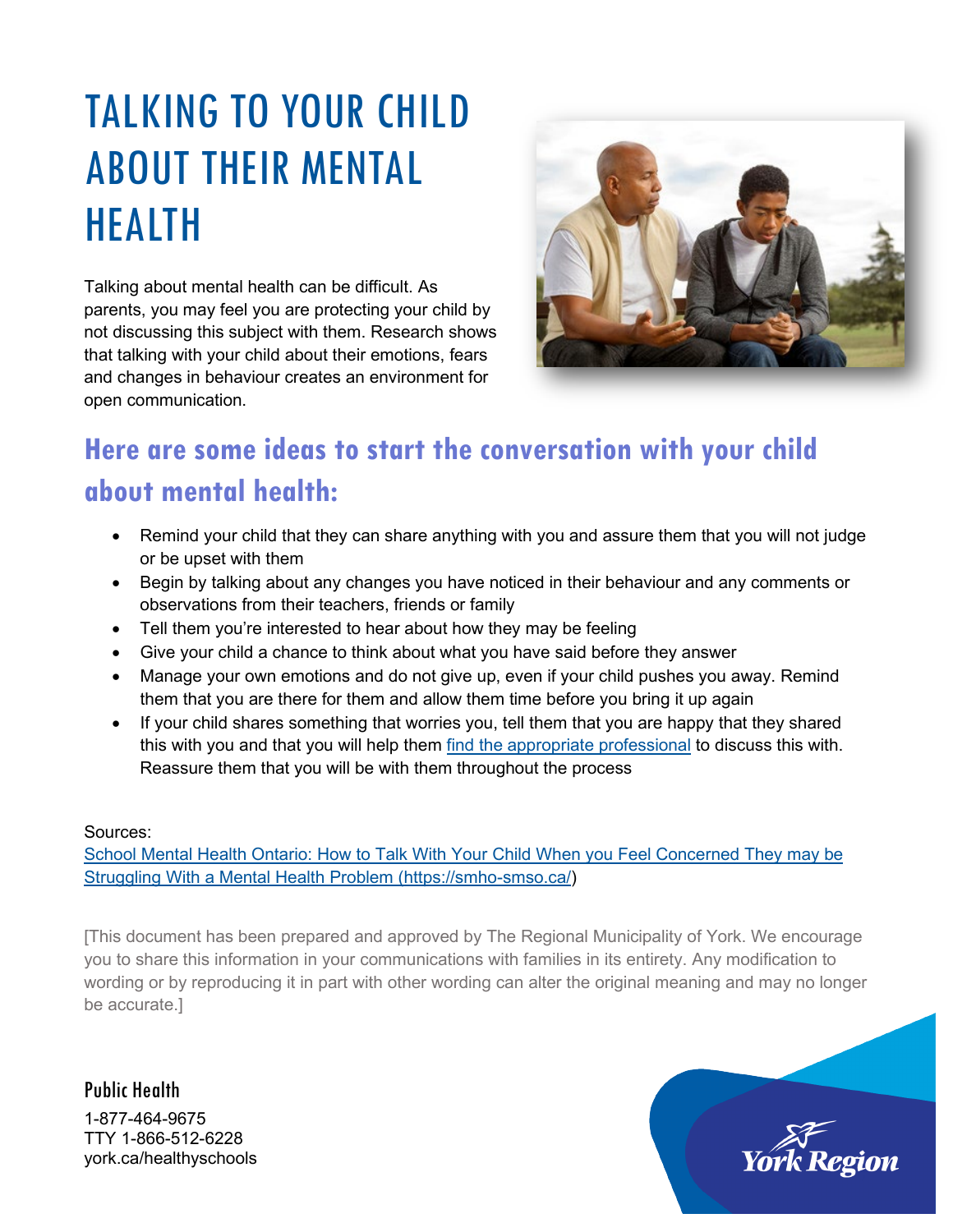# TALKING TO YOUR CHILD ABOUT THEIR MENTAL HEALTH

Talking about mental health can be difficult. As parents, you may feel you are protecting your child by not discussing this subject with them. Research shows that talking with your child about their emotions, fears and changes in behaviour creates an environment for open communication.

## Here are some ideas to start the conversation with your child about mental health:

- Remind your child that they can share anything with you and assure them that you will not judge or be upset with them
- Begin by talking about any changes you have noticed in their behaviour and any comments or observations from their teachers, friends or family
- Tell them you're interested to hear about how they may be feeling
- Give your child a chance to think about what you have said before they answer
- Manage your own emotions and do not give up, even if your child pushes you away. Remind them that you are there for them and allow them time before you bring it up again
- If your child shares something that worries you, tell them that you are happy that they shared this with you and that you will help them find the appropriate professional to discuss this with. Reassure them that you will be with them throughout the process

Sources:
School Mental Health Ontario: How to Talk With Your Child When you Feel Concerned They may be Struggling With a Mental Health Problem (https://smho-smso.ca/)

[This document has been prepared and approved by The Regional Municipality of York. We encourage you to share this information in your communications with families in its entirety. Any modification to wording or by reproducing it in part with other wording can alter the original meaning and may no longer be accurate.]

Public Health
1-877-464-9675
TTY 1-866-512-6228
york.ca/healthyschools

York Region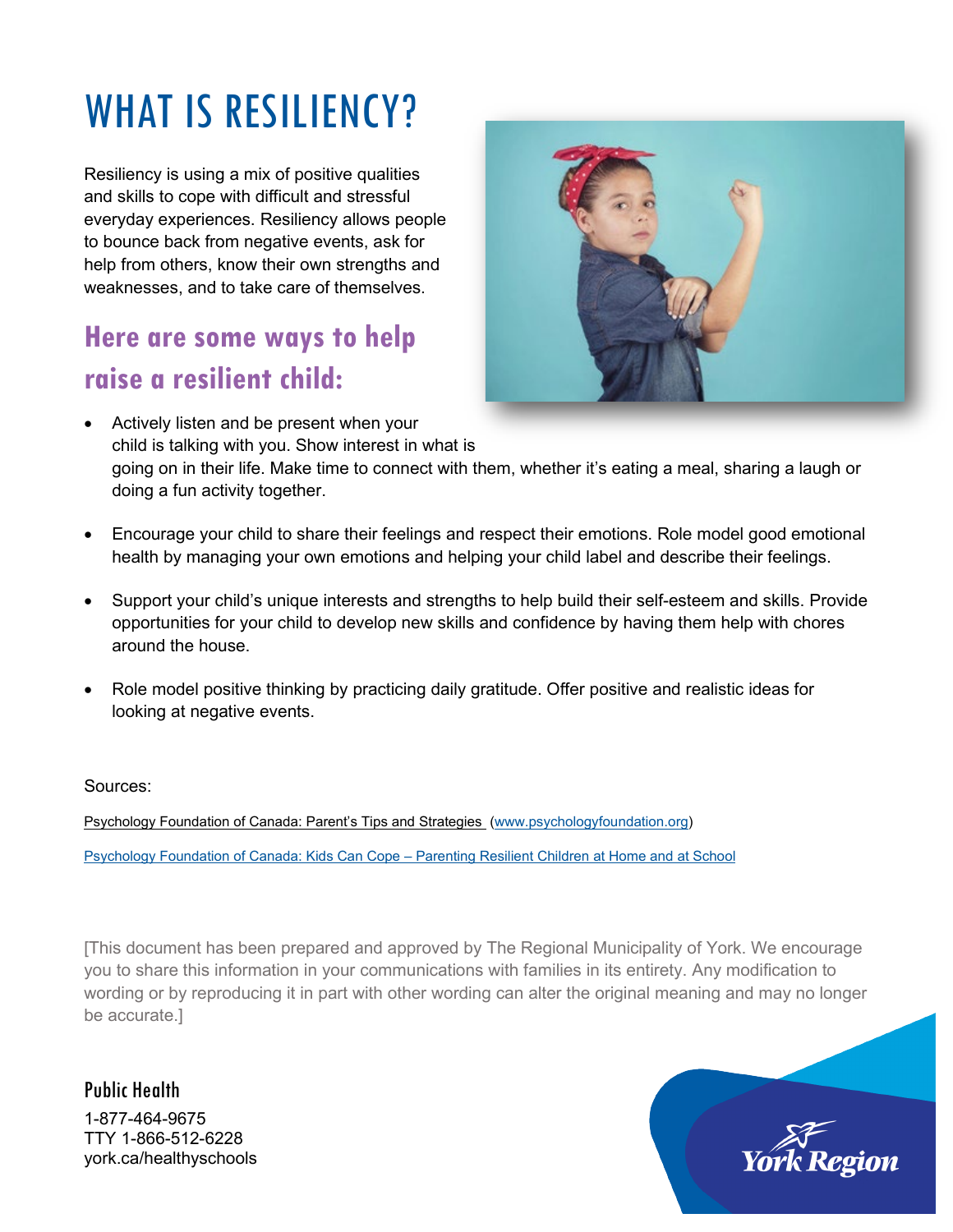# WHAT IS RESILIENCY?

Resiliency is using a mix of positive qualities and skills to cope with difficult and stressful everyday experiences. Resiliency allows people to bounce back from negative events, ask for help from others, know their own strengths and weaknesses, and to take care of themselves.

## Here are some ways to help raise a resilient child:

- Actively listen and be present when your child is talking with you. Show interest in what is going on in their life. Make time to connect with them, whether it's eating a meal, sharing a laugh or doing a fun activity together.
- Encourage your child to share their feelings and respect their emotions. Role model good emotional health by managing your own emotions and helping your child label and describe their feelings.
- Support your child's unique interests and strengths to help build their self-esteem and skills. Provide opportunities for your child to develop new skills and confidence by having them help with chores around the house.
- Role model positive thinking by practicing daily gratitude. Offer positive and realistic ideas for looking at negative events.

Sources:

Psychology Foundation of Canada: Parent's Tips and Strategies (www.psychologyfoundation.org)

Psychology Foundation of Canada: Kids Can Cope – Parenting Resilient Children at Home and at School

[This document has been prepared and approved by The Regional Municipality of York. We encourage you to share this information in your communications with families in its entirety. Any modification to wording or by reproducing it in part with other wording can alter the original meaning and may no longer be accurate.]

Public Health
1-877-464-9675
TTY 1-866-512-6228
york.ca/healthyschools

York Region